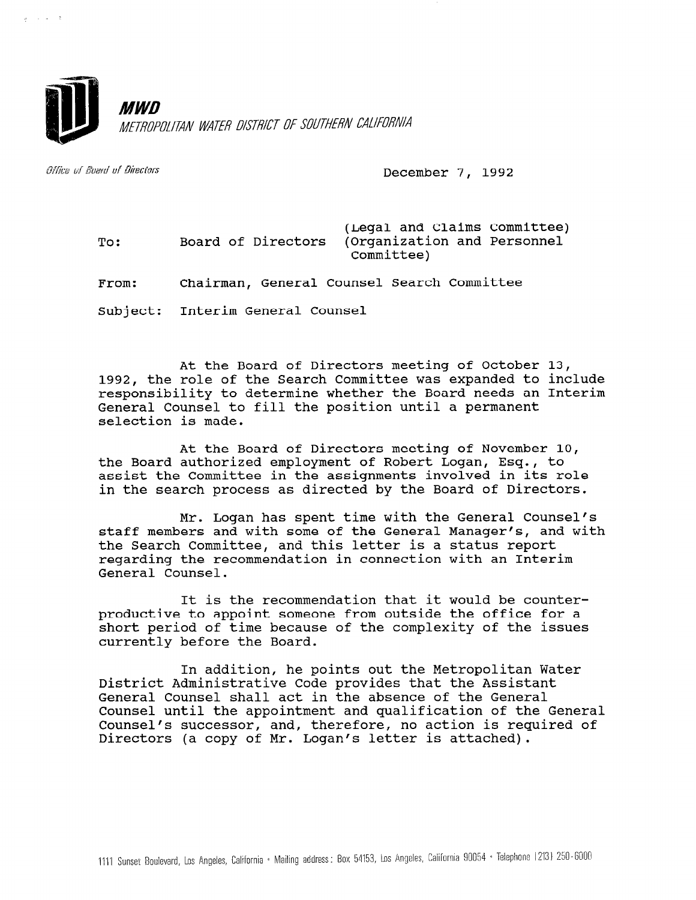**MWD**

*METROPOLITAN WATER DISTRICT OF SOUTHERN CALIFORNIA*

*Office of Board of Directors*

December 7, 1992

To: Board of Directors (Legal and Claims Committee) (Organization and Personnel Committee)

From: Chairman, General Counsel Search Committee

Subject: Interim General Counsel

At the Board of Directors meeting of October 13, 1992, the role of the Search Committee was expanded to include responsibility to determine whether the Board needs an Interim General Counsel to fill the position until a permanent selection is made.

At the Board of Directors meeting of November 10, the Board authorized employment of Robert Logan, Esq., to assist the Committee in the assignments involved in its role in the search process as directed by the Board of Directors.

Mr. Logan has spent time with the General Counsel's staff members and with some of the General Manager's, and with the Search Committee, and this letter is a status report regarding the recommendation in connection with an Interim General Counsel.

It is the recommendation that it would be counter-productive to appoint someone from outside the office for a short period of time because of the complexity of the issues currently before the Board.

In addition, he points out the Metropolitan Water District Administrative Code provides that the Assistant General Counsel shall act in the absence of the General Counsel until the appointment and qualification of the General Counsel's successor, and, therefore, no action is required of Directors (a copy of Mr. Logan's letter is attached).

1111 Sunset Boulevard, Los Angeles, California • Mailing address: Box 54153, Los Angeles, California 90054 • Telephone (213) 250-6000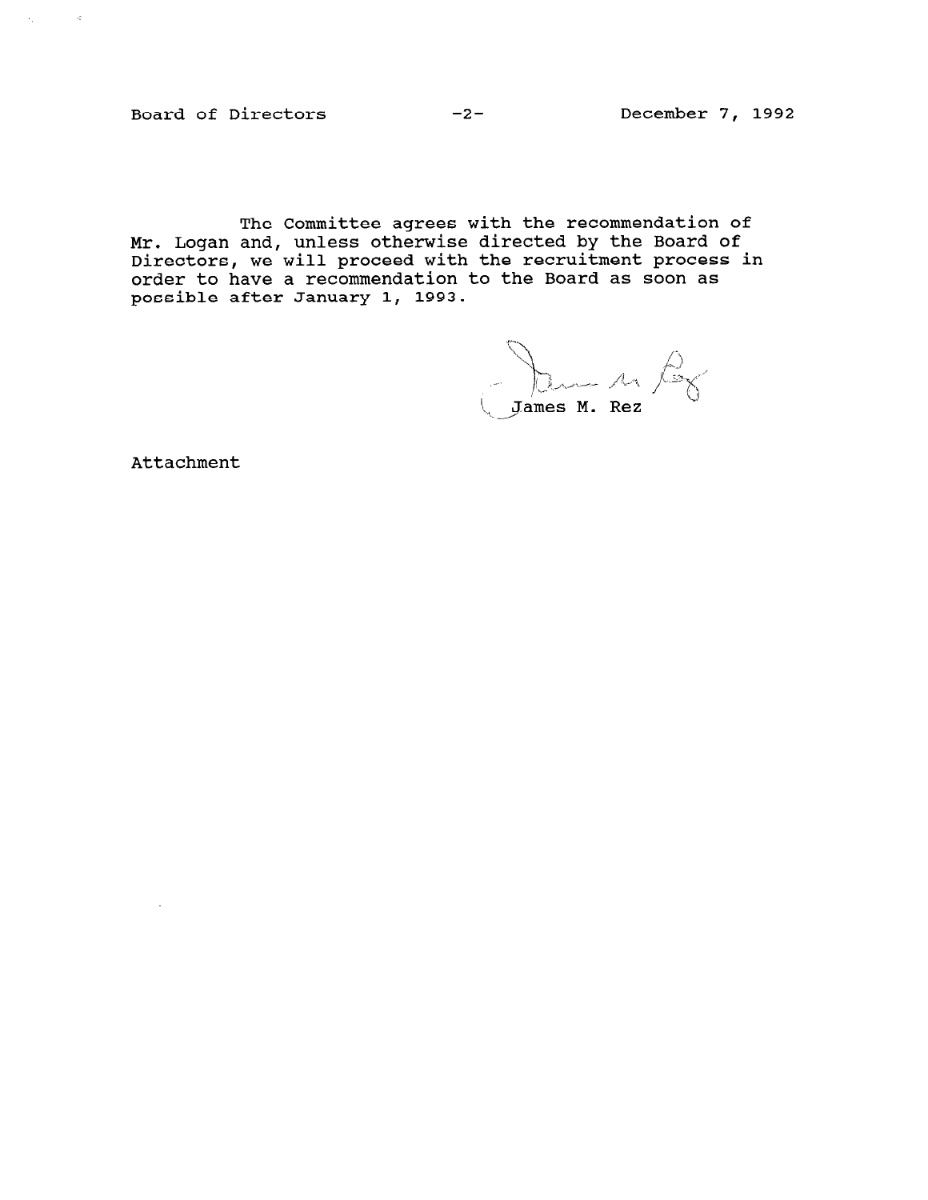The Committee agrees with the recommendation of Mr. Logan and, unless otherwise directed by the Board of Directors, we will proceed with the recruitment process in order to have a recommendation to the Board as soon as possible after January 1, 1993.

James M. Rez

Attachment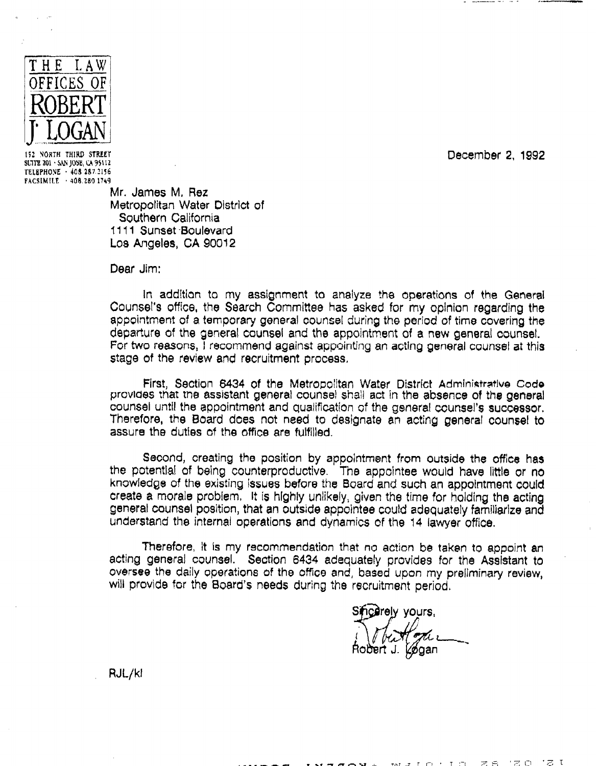THE LAW OFFICES OF ROBERT J. LOGAN

152 NORTH THIRD STREET
SUITE 201 · SAN JOSE, CA 95112
TELEPHONE · 408 287.2156
FACSIMILE · 408.280 1749

December 2, 1992

Mr. James M. Rez
Metropolitan Water District of
Southern California
1111 Sunset Boulevard
Los Angeles, CA 90012

Dear Jim:

In addition to my assignment to analyze the operations of the General Counsel's office, the Search Committee has asked for my opinion regarding the appointment of a temporary general counsel during the period of time covering the departure of the general counsel and the appointment of a new general counsel. For two reasons, I recommend against appointing an acting general counsel at this stage of the review and recruitment process.

First, Section 6434 of the Metropolitan Water District Administrative Code provides that the assistant general counsel shall act in the absence of the general counsel until the appointment and qualification of the general counsel's successor. Therefore, the Board does not need to designate an acting general counsel to assure the duties of the office are fulfilled.

Second, creating the position by appointment from outside the office has the potential of being counterproductive. The appointee would have little or no knowledge of the existing issues before the Board and such an appointment could create a morale problem. It is highly unlikely, given the time for holding the acting general counsel position, that an outside appointee could adequately familiarize and understand the internal operations and dynamics of the 14 lawyer office.

Therefore, it is my recommendation that no action be taken to appoint an acting general counsel. Section 6434 adequately provides for the Assistant to oversee the daily operations of the office and, based upon my preliminary review, will provide for the Board's needs during the recruitment period.

Sincerely yours,

Robert J. Logan

RJL/kl